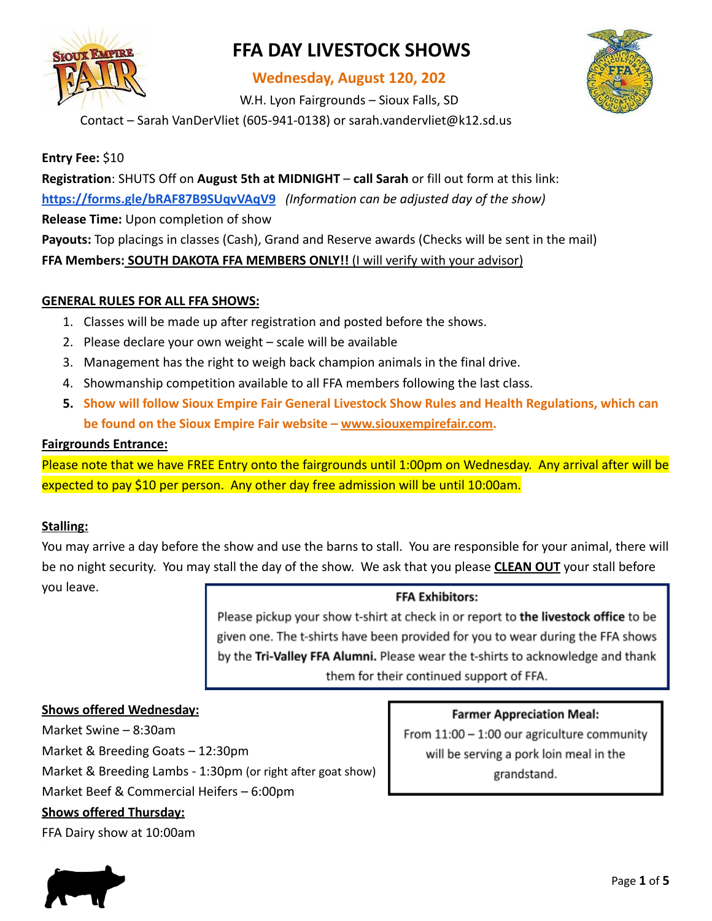# FFA DAY LIVESTOCK SHOWS

**Wednesday, August 120, 202**

W.H. Lyon Fairgrounds – Sioux Falls, SD

Contact – Sarah VanDerVliet (605-941-0138) or sarah.vandervliet@k12.sd.us

**Entry Fee:** $10

**Registration**: SHUTS Off on **August 5th at MIDNIGHT** – **call Sarah** or fill out form at this link: **https://forms.gle/bRAF87B9SUqvVAqV9** *(Information can be adjusted day of the show)*

**Release Time:** Upon completion of show

**Payouts:** Top placings in classes (Cash), Grand and Reserve awards (Checks will be sent in the mail)

**FFA Members: SOUTH DAKOTA FFA MEMBERS ONLY!!** (I will verify with your advisor)

## GENERAL RULES FOR ALL FFA SHOWS:

1. Classes will be made up after registration and posted before the shows.
2. Please declare your own weight – scale will be available
3. Management has the right to weigh back champion animals in the final drive.
4. Showmanship competition available to all FFA members following the last class.
5. **Show will follow Sioux Empire Fair General Livestock Show Rules and Health Regulations, which can be found on the Sioux Empire Fair website – www.siouxempirefair.com.**

## Fairgrounds Entrance:

Please note that we have FREE Entry onto the fairgrounds until 1:00pm on Wednesday. Any arrival after will be expected to pay $10 per person. Any other day free admission will be until 10:00am.

## Stalling:

You may arrive a day before the show and use the barns to stall. You are responsible for your animal, there will be no night security. You may stall the day of the show. We ask that you please **CLEAN OUT** your stall before you leave.

**FFA Exhibitors:**

Please pickup your show t-shirt at check in or report to **the livestock office** to be given one. The t-shirts have been provided for you to wear during the FFA shows by the **Tri-Valley FFA Alumni.** Please wear the t-shirts to acknowledge and thank them for their continued support of FFA.

## Shows offered Wednesday:

Market Swine – 8:30am

Market & Breeding Goats – 12:30pm

Market & Breeding Lambs - 1:30pm (or right after goat show)

Market Beef & Commercial Heifers – 6:00pm

## Shows offered Thursday:

FFA Dairy show at 10:00am

**Farmer Appreciation Meal:**

From 11:00 – 1:00 our agriculture community will be serving a pork loin meal in the grandstand.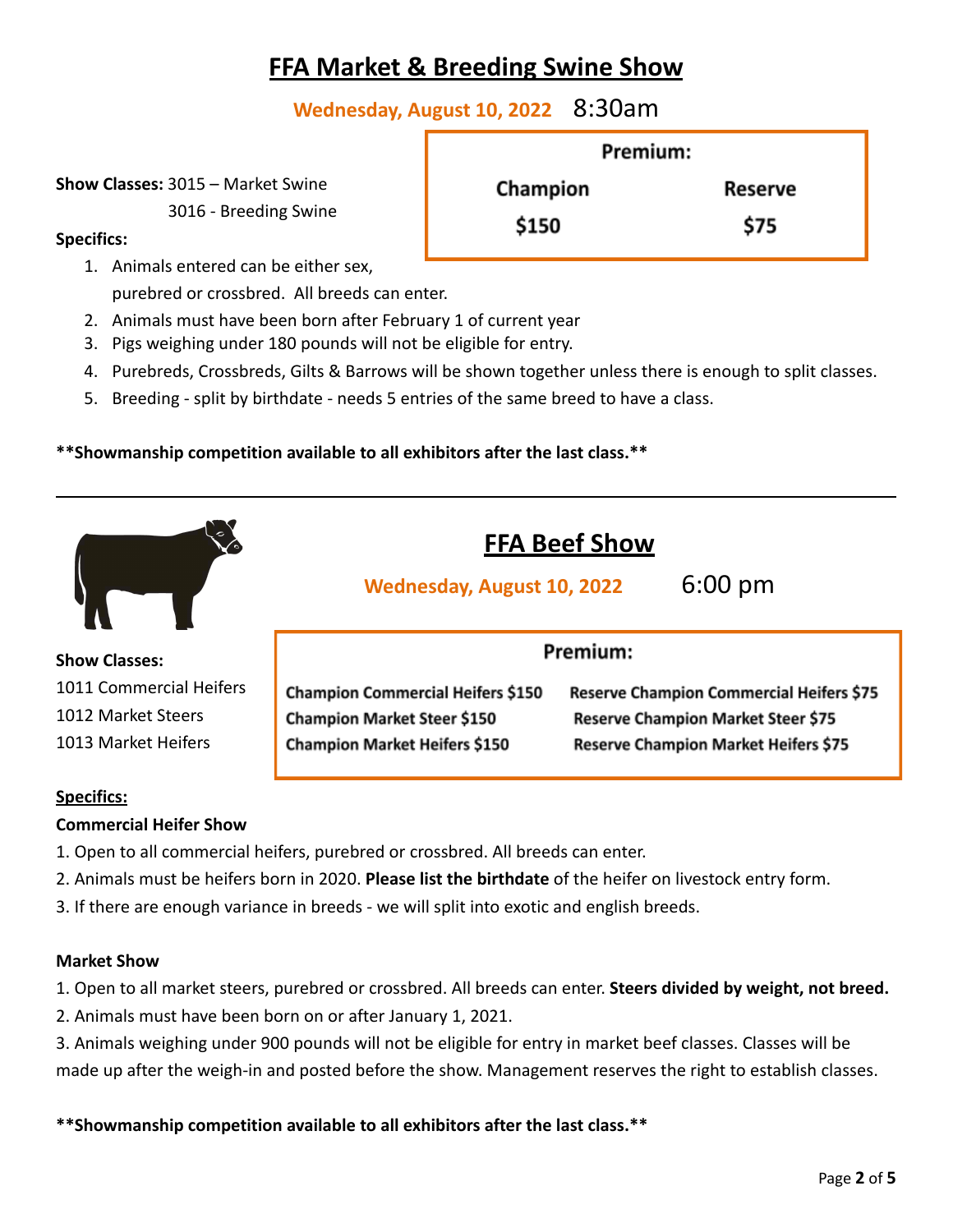# FFA Market & Breeding Swine Show

**Wednesday, August 10, 2022** 8:30am

| Premium: | |
|---|---|
| **Champion** | **Reserve** |
| **$150** | **$75** |

**Show Classes:** 3015 – Market Swine
3016 - Breeding Swine

**Specifics:**

1. Animals entered can be either sex, purebred or crossbred. All breeds can enter.
2. Animals must have been born after February 1 of current year
3. Pigs weighing under 180 pounds will not be eligible for entry.
4. Purebreds, Crossbreds, Gilts & Barrows will be shown together unless there is enough to split classes.
5. Breeding - split by birthdate - needs 5 entries of the same breed to have a class.

**\*\*Showmanship competition available to all exhibitors after the last class.\*\***

---

# FFA Beef Show

**Wednesday, August 10, 2022** 6:00 pm

**Show Classes:**
1011 Commercial Heifers
1012 Market Steers
1013 Market Heifers

| Premium: | |
|---|---|
| **Champion Commercial Heifers $150** | **Reserve Champion Commercial Heifers $75** |
| **Champion Market Steer $150** | **Reserve Champion Market Steer $75** |
| **Champion Market Heifers $150** | **Reserve Champion Market Heifers $75** |

**Specifics:**

**Commercial Heifer Show**

1. Open to all commercial heifers, purebred or crossbred. All breeds can enter.
2. Animals must be heifers born in 2020. **Please list the birthdate** of the heifer on livestock entry form.
3. If there are enough variance in breeds - we will split into exotic and english breeds.

**Market Show**

1. Open to all market steers, purebred or crossbred. All breeds can enter. **Steers divided by weight, not breed.**
2. Animals must have been born on or after January 1, 2021.
3. Animals weighing under 900 pounds will not be eligible for entry in market beef classes. Classes will be made up after the weigh-in and posted before the show. Management reserves the right to establish classes.

**\*\*Showmanship competition available to all exhibitors after the last class.\*\***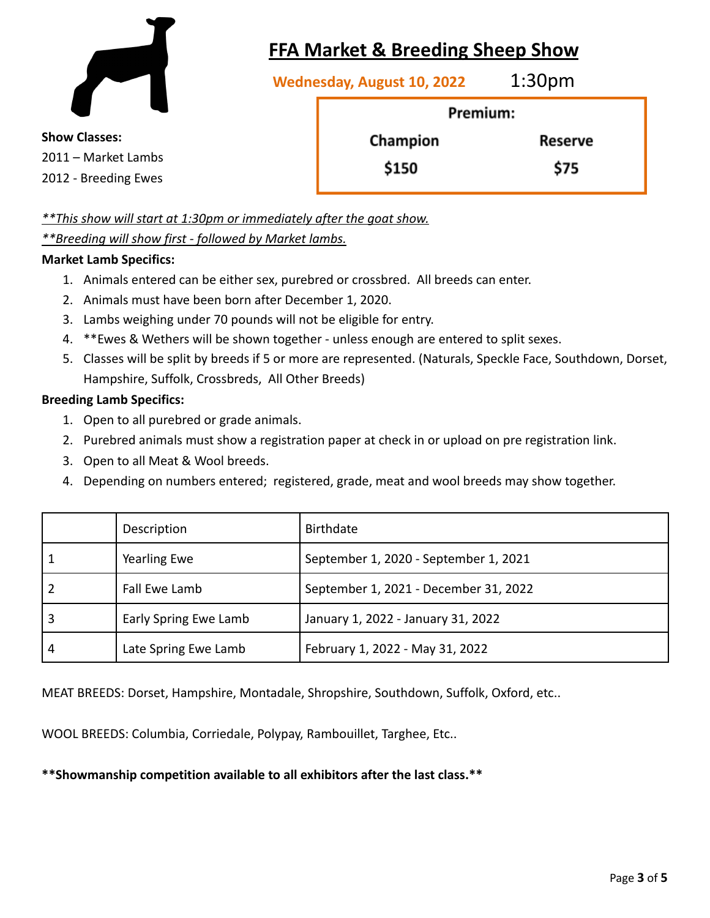# FFA Market & Breeding Sheep Show

**Wednesday, August 10, 2022** 1:30pm

**Show Classes:**
2011 – Market Lambs
2012 - Breeding Ewes

| Premium: | |
|---|---|
| **Champion** | **Reserve** |
| **$150** | **$75** |

***This show will start at 1:30pm or immediately after the goat show.***

***Breeding will show first - followed by Market lambs.***

**Market Lamb Specifics:**

1. Animals entered can be either sex, purebred or crossbred. All breeds can enter.
2. Animals must have been born after December 1, 2020.
3. Lambs weighing under 70 pounds will not be eligible for entry.
4. **Ewes & Wethers will be shown together - unless enough are entered to split sexes.
5. Classes will be split by breeds if 5 or more are represented. (Naturals, Speckle Face, Southdown, Dorset, Hampshire, Suffolk, Crossbreds, All Other Breeds)

**Breeding Lamb Specifics:**

1. Open to all purebred or grade animals.
2. Purebred animals must show a registration paper at check in or upload on pre registration link.
3. Open to all Meat & Wool breeds.
4. Depending on numbers entered; registered, grade, meat and wool breeds may show together.

| | Description | Birthdate |
|---|---|---|
| 1 | Yearling Ewe | September 1, 2020 - September 1, 2021 |
| 2 | Fall Ewe Lamb | September 1, 2021 - December 31, 2022 |
| 3 | Early Spring Ewe Lamb | January 1, 2022 - January 31, 2022 |
| 4 | Late Spring Ewe Lamb | February 1, 2022 - May 31, 2022 |

MEAT BREEDS: Dorset, Hampshire, Montadale, Shropshire, Southdown, Suffolk, Oxford, etc..

WOOL BREEDS: Columbia, Corriedale, Polypay, Rambouillet, Targhee, Etc..

****Showmanship competition available to all exhibitors after the last class.****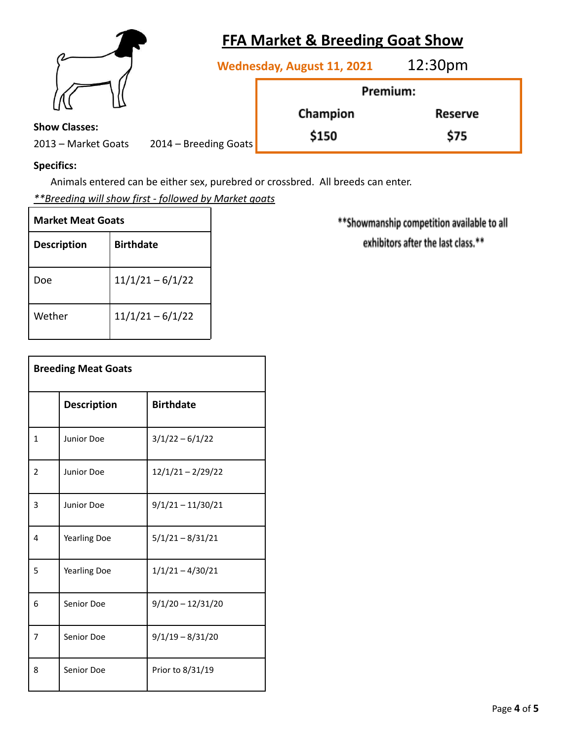# FFA Market & Breeding Goat Show

**Wednesday, August 11, 2021** 12:30pm

| Premium: | |
|---|---|
| Champion | Reserve |
| $150 | $75 |

**Show Classes:**

2013 – Market Goats 2014 – Breeding Goats

**Specifics:**

Animals entered can be either sex, purebred or crossbred. All breeds can enter.

***\*\*Breeding will show first - followed by Market goats***

**\*\*Showmanship competition available to all exhibitors after the last class.\*\***

| **Market Meat Goats** | |
|---|---|
| **Description** | **Birthdate** |
| Doe | 11/1/21 – 6/1/22 |
| Wether | 11/1/21 – 6/1/22 |

| **Breeding Meat Goats** | | |
|---|---|---|
| | **Description** | **Birthdate** |
| 1 | Junior Doe | 3/1/22 – 6/1/22 |
| 2 | Junior Doe | 12/1/21 – 2/29/22 |
| 3 | Junior Doe | 9/1/21 – 11/30/21 |
| 4 | Yearling Doe | 5/1/21 – 8/31/21 |
| 5 | Yearling Doe | 1/1/21 – 4/30/21 |
| 6 | Senior Doe | 9/1/20 – 12/31/20 |
| 7 | Senior Doe | 9/1/19 – 8/31/20 |
| 8 | Senior Doe | Prior to 8/31/19 |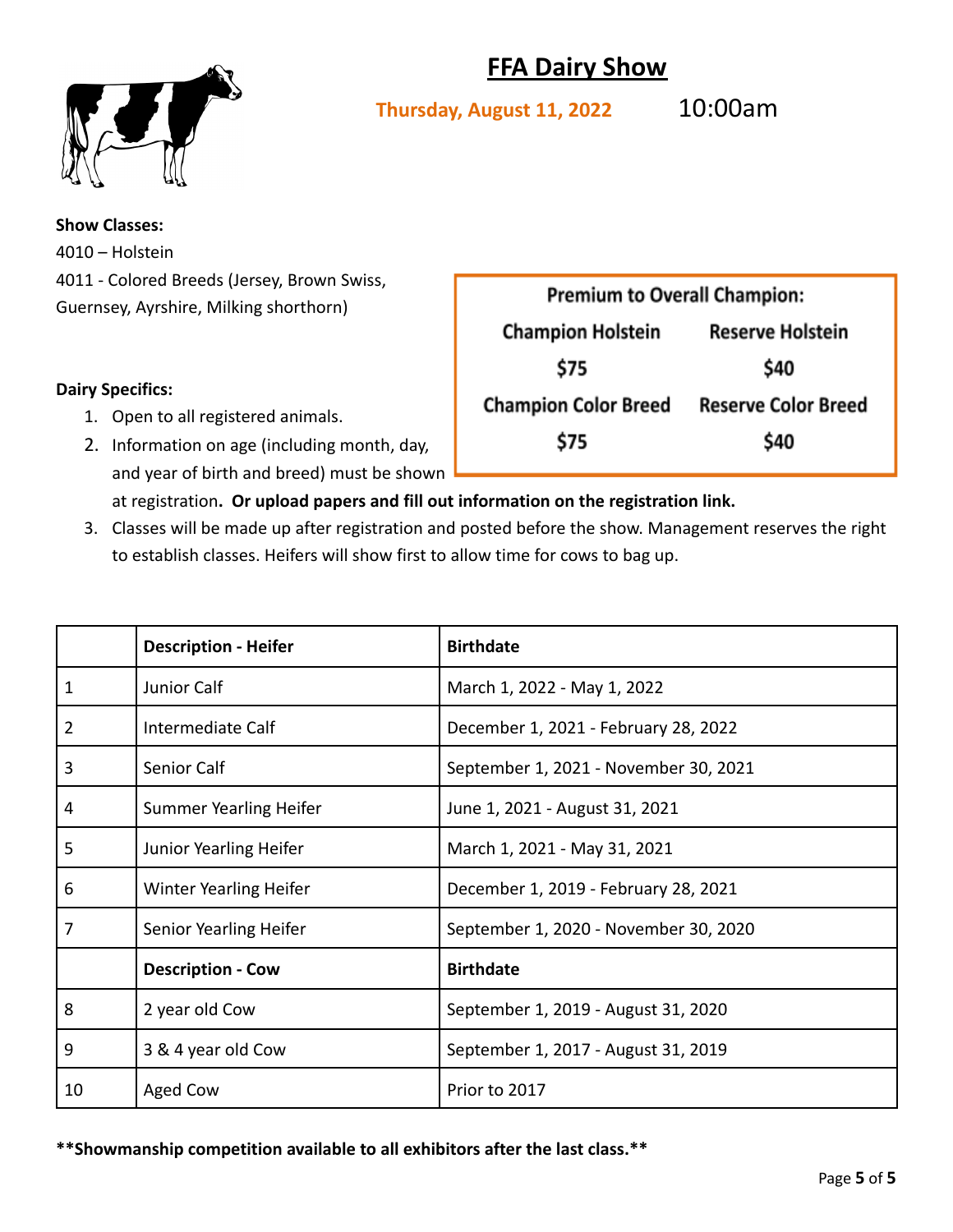# FFA Dairy Show

**Thursday, August 11, 2022** 10:00am

**Show Classes:**

4010 – Holstein

4011 - Colored Breeds (Jersey, Brown Swiss, Guernsey, Ayrshire, Milking shorthorn)

| Premium to Overall Champion: | |
|---|---|
| Champion Holstein | Reserve Holstein |
| $75 | $40 |
| Champion Color Breed | Reserve Color Breed |
| $75 | $40 |

**Dairy Specifics:**

1. Open to all registered animals.
2. Information on age (including month, day, and year of birth and breed) must be shown at registration**. Or upload papers and fill out information on the registration link.**
3. Classes will be made up after registration and posted before the show. Management reserves the right to establish classes. Heifers will show first to allow time for cows to bag up.

| | **Description - Heifer** | **Birthdate** |
|---|---|---|
| 1 | Junior Calf | March 1, 2022 - May 1, 2022 |
| 2 | Intermediate Calf | December 1, 2021 - February 28, 2022 |
| 3 | Senior Calf | September 1, 2021 - November 30, 2021 |
| 4 | Summer Yearling Heifer | June 1, 2021 - August 31, 2021 |
| 5 | Junior Yearling Heifer | March 1, 2021 - May 31, 2021 |
| 6 | Winter Yearling Heifer | December 1, 2019 - February 28, 2021 |
| 7 | Senior Yearling Heifer | September 1, 2020 - November 30, 2020 |
| | **Description - Cow** | **Birthdate** |
| 8 | 2 year old Cow | September 1, 2019 - August 31, 2020 |
| 9 | 3 & 4 year old Cow | September 1, 2017 - August 31, 2019 |
| 10 | Aged Cow | Prior to 2017 |

****Showmanship competition available to all exhibitors after the last class.****